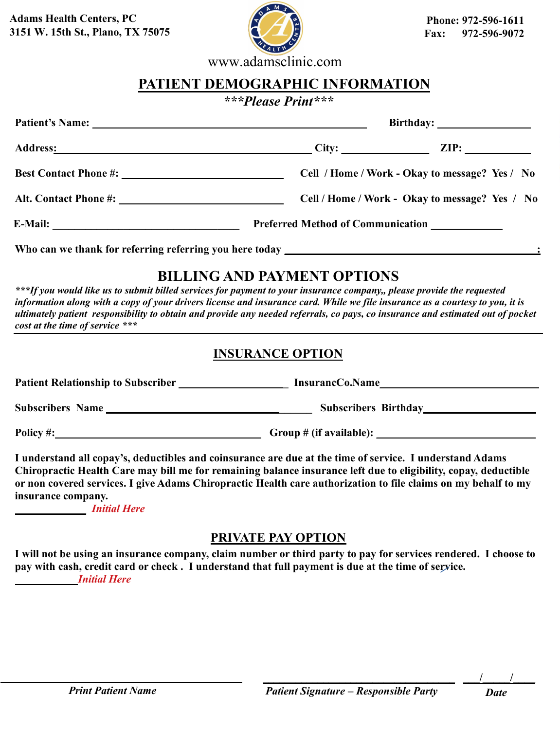Adams Health Centers, PC
3151 W. 15th St., Plano, TX 75075

Phone: 972-596-1611
Fax: 972-596-9072

www.adamsclinic.com

# PATIENT DEMOGRAPHIC INFORMATION

***\*\*\*Please Print\*\*\****

**Patient's Name:** ______________________________ **Birthday:** ______________

**Address:** ______________________________ **City:** ______________ **ZIP:** ____________

**Best Contact Phone #:** ______________________ **Cell / Home / Work - Okay to message? Yes / No**

**Alt. Contact Phone #:** ______________________ **Cell / Home / Work - Okay to message? Yes / No**

**E-Mail:** ______________________ **Preferred Method of Communication** ____________

**Who can we thank for referring referring you here today** ______________________________:

## BILLING AND PAYMENT OPTIONS

*\*\*\*If you would like us to submit billed services for payment to your insurance company,, please provide the requested information along with a copy of your drivers license and insurance card. While we file insurance as a courtesy to you, it is ultimately patient responsibility to obtain and provide any needed referrals, co pays, co insurance and estimated out of pocket cost at the time of service \*\*\**

### INSURANCE OPTION

**Patient Relationship to Subscriber** ________________ **InsurancCo.Name** ______________________

**Subscribers Name** ______________________ **Subscribers Birthday** ______________________

**Policy #:** ______________________ **Group # (if available):** ______________________

**I understand all copay's, deductibles and coinsurance are due at the time of service. I understand Adams Chiropractic Health Care may bill me for remaining balance insurance left due to eligibility, copay, deductible or non covered services. I give Adams Chiropractic Health care authorization to file claims on my behalf to my insurance company.**

____________ *Initial Here*

### PRIVATE PAY OPTION

**I will not be using an insurance company, claim number or third party to pay for services rendered. I choose to pay with cash, credit card or check . I understand that full payment is due at the time of service.**

____________ *Initial Here*

______________________ ______________________ ____/____/____

*Print Patient Name* *Patient Signature – Responsible Party* *Date*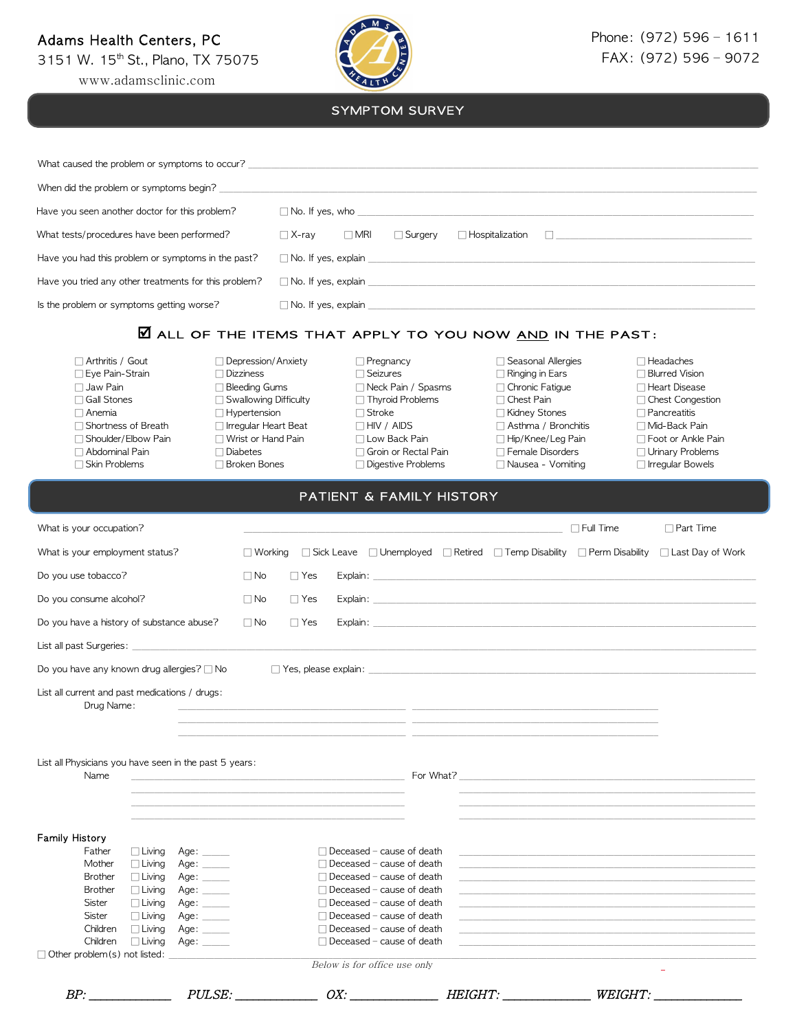Adams Health Centers, PC
3151 W. 15th St., Plano, TX 75075
www.adamsclinic.com

Phone: (972) 596 – 1611
FAX: (972) 596 – 9072

## SYMPTOM SURVEY

What caused the problem or symptoms to occur? ______________________________

When did the problem or symptoms begin? ______________________________

Have you seen another doctor for this problem? ☐ No. If yes, who ______________________________

What tests/procedures have been performed? ☐ X-ray ☐ MRI ☐ Surgery ☐ Hospitalization ☐ ______________________________

Have you had this problem or symptoms in the past? ☐ No. If yes, explain ______________________________

Have you tried any other treatments for this problem? ☐ No. If yes, explain ______________________________

Is the problem or symptoms getting worse? ☐ No. If yes, explain ______________________________

### ☑ ALL OF THE ITEMS THAT APPLY TO YOU NOW AND IN THE PAST:

| | | | | |
|---|---|---|---|---|
| ☐ Arthritis / Gout | ☐ Depression/Anxiety | ☐ Pregnancy | ☐ Seasonal Allergies | ☐ Headaches |
| ☐ Eye Pain-Strain | ☐ Dizziness | ☐ Seizures | ☐ Ringing in Ears | ☐ Blurred Vision |
| ☐ Jaw Pain | ☐ Bleeding Gums | ☐ Neck Pain / Spasms | ☐ Chronic Fatigue | ☐ Heart Disease |
| ☐ Gall Stones | ☐ Swallowing Difficulty | ☐ Thyroid Problems | ☐ Chest Pain | ☐ Chest Congestion |
| ☐ Anemia | ☐ Hypertension | ☐ Stroke | ☐ Kidney Stones | ☐ Pancreatitis |
| ☐ Shortness of Breath | ☐ Irregular Heart Beat | ☐ HIV / AIDS | ☐ Asthma / Bronchitis | ☐ Mid-Back Pain |
| ☐ Shoulder/Elbow Pain | ☐ Wrist or Hand Pain | ☐ Low Back Pain | ☐ Hip/Knee/Leg Pain | ☐ Foot or Ankle Pain |
| ☐ Abdominal Pain | ☐ Diabetes | ☐ Groin or Rectal Pain | ☐ Female Disorders | ☐ Urinary Problems |
| ☐ Skin Problems | ☐ Broken Bones | ☐ Digestive Problems | ☐ Nausea - Vomiting | ☐ Irregular Bowels |

## PATIENT & FAMILY HISTORY

What is your occupation? ______________________________ ☐ Full Time ☐ Part Time

What is your employment status? ☐ Working ☐ Sick Leave ☐ Unemployed ☐ Retired ☐ Temp Disability ☐ Perm Disability ☐ Last Day of Work

Do you use tobacco? ☐ No ☐ Yes Explain: ______________________________

Do you consume alcohol? ☐ No ☐ Yes Explain: ______________________________

Do you have a history of substance abuse? ☐ No ☐ Yes Explain: ______________________________

List all past Surgeries: ______________________________

Do you have any known drug allergies? ☐ No ☐ Yes, please explain: ______________________________

List all current and past medications / drugs:

Drug Name: ______________________________ ______________________________
______________________________ ______________________________
______________________________ ______________________________

List all Physicians you have seen in the past 5 years:

Name ______________________________ For What? ______________________________
______________________________ ______________________________
______________________________ ______________________________
______________________________ ______________________________

### Family History

| | | | |
|---|---|---|---|
| Father | ☐ Living | Age: _____ | ☐ Deceased – cause of death ______________________________ |
| Mother | ☐ Living | Age: _____ | ☐ Deceased – cause of death ______________________________ |
| Brother | ☐ Living | Age: _____ | ☐ Deceased – cause of death ______________________________ |
| Brother | ☐ Living | Age: _____ | ☐ Deceased – cause of death ______________________________ |
| Sister | ☐ Living | Age: _____ | ☐ Deceased – cause of death ______________________________ |
| Sister | ☐ Living | Age: _____ | ☐ Deceased – cause of death ______________________________ |
| Children | ☐ Living | Age: _____ | ☐ Deceased – cause of death ______________________________ |
| Children | ☐ Living | Age: _____ | ☐ Deceased – cause of death ______________________________ |

☐ Other problem(s) not listed: ______________________________

*Below is for office use only*

*BP:* ____________ *PULSE:* ____________ *OX:* ____________ *HEIGHT:* ____________ *WEIGHT:* ____________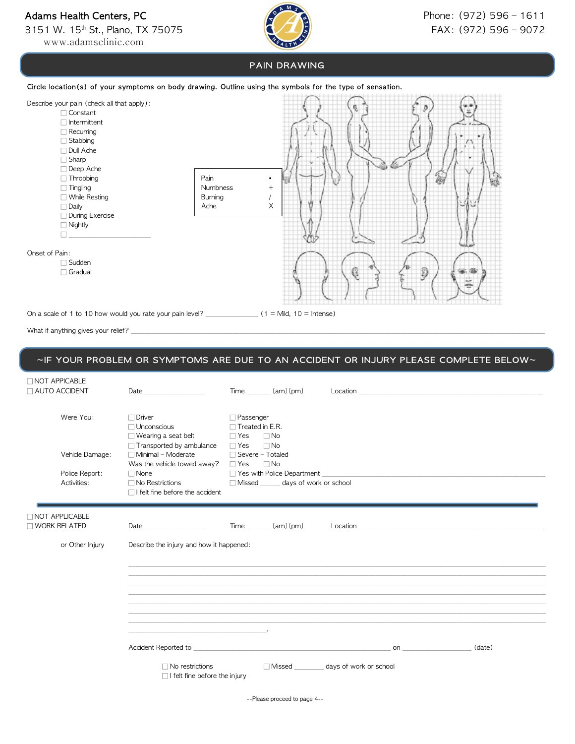Adams Health Centers, PC
3151 W. 15th St., Plano, TX 75075
www.adamsclinic.com

Phone: (972) 596 – 1611
FAX: (972) 596 – 9072

## PAIN DRAWING

Circle location(s) of your symptoms on body drawing. Outline using the symbols for the type of sensation.

Describe your pain (check all that apply):

- ☐ Constant
- ☐ Intermittent
- ☐ Recurring
- ☐ Stabbing
- ☐ Dull Ache
- ☐ Sharp
- ☐ Deep Ache
- ☐ Throbbing
- ☐ Tingling
- ☐ While Resting
- ☐ Daily
- ☐ During Exercise
- ☐ Nightly
- ☐ ____________________

| | |
|---|---|
| Pain | • |
| Numbness | + |
| Burning | / |
| Ache | X |

Onset of Pain:

- ☐ Sudden
- ☐ Gradual

On a scale of 1 to 10 how would you rate your pain level? ______________ (1 = Mild, 10 = Intense)

What if anything gives your relief? ____________________________________________

## ~IF YOUR PROBLEM OR SYMPTOMS ARE DUE TO AN ACCIDENT OR INJURY PLEASE COMPLETE BELOW~

☐ NOT APPLICABLE
☐ AUTO ACCIDENT     Date ________________     Time ______ (am) (pm)     Location ____________________________

Were You:
- ☐ Driver     ☐ Passenger
- ☐ Unconscious     ☐ Treated in E.R.
- ☐ Wearing a seat belt     ☐ Yes     ☐ No
- ☐ Transported by ambulance     ☐ Yes     ☐ No

Vehicle Damage: ☐ Minimal – Moderate     ☐ Severe – Totaled

Was the vehicle towed away?     ☐ Yes     ☐ No

Police Report: ☐ None     ☐ Yes with Police Department ____________________________

Activities: ☐ No Restrictions     ☐ Missed _____ days of work or school

☐ I felt fine before the accident

---

☐ NOT APPLICABLE
☐ WORK RELATED     Date ________________     Time ______ (am) (pm)     Location ____________________________

or Other Injury     Describe the injury and how it happened:

____________________________________________
____________________________________________
____________________________________________
____________________________________________
____________________________________________
____________________________________________
____________________________________________
__________________________.

Accident Reported to ____________________________________________ on __________________ (date)

☐ No restrictions     ☐ Missed ________ days of work or school
☐ I felt fine before the injury

--Please proceed to page 4--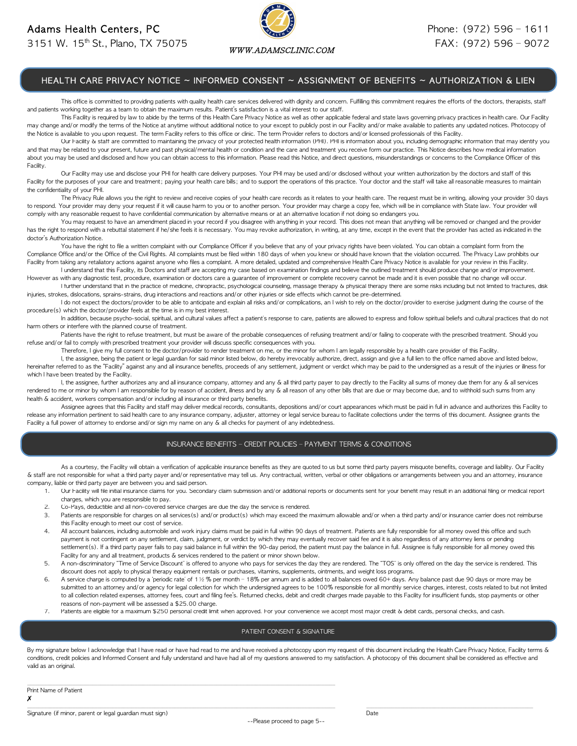Adams Health Centers, PC
3151 W. 15th St., Plano, TX 75075

*WWW.ADAMSCLINIC.COM*

Phone: (972) 596 – 1611
FAX: (972) 596 – 9072

## HEALTH CARE PRIVACY NOTICE ~ INFORMED CONSENT ~ ASSIGNMENT OF BENEFITS ~ AUTHORIZATION & LIEN

This office is committed to providing patients with quality health care services delivered with dignity and concern. Fulfilling this commitment requires the efforts of the doctors, therapists, staff and patients working together as a team to obtain the maximum results. Patient's satisfaction is a vital interest to our staff.

This Facility is required by law to abide by the terms of this Health Care Privacy Notice as well as other applicable federal and state laws governing privacy practices in health care. Our Facility may change and/or modify the terms of the Notice at anytime without additional notice to your except to publicly post in our Facility and/or make available to patients any updated notices. Photocopy of the Notice is available to you upon request. The term Facility refers to this office or clinic. The term Provider refers to doctors and/or licensed professionals of this Facility.

Our Facility & staff are committed to maintaining the privacy of your protected health information (PHI). PHI is information about you, including demographic information that may identify you and that may be related to your present, future and past physical/mental health or condition and the care and treatment you receive form our practice. This Notice describes how medical information about you may be used and disclosed and how you can obtain access to this information. Please read this Notice, and direct questions, misunderstandings or concerns to the Compliance Officer of this Facility.

Our Facility may use and disclose your PHI for health care delivery purposes. Your PHI may be used and/or disclosed without your written authorization by the doctors and staff of this Facility for the purposes of your care and treatment; paying your health care bills; and to support the operations of this practice. Your doctor and the staff will take all reasonable measures to maintain the confidentiality of your PHI.

The Privacy Rule allows you the right to review and receive copies of your health care records as it relates to your health care. The request must be in writing, allowing your provider 30 days to respond. Your provider may deny your request if it will cause harm to you or to another person. Your provider may charge a copy fee, which will be in compliance with State law. Your provider will comply with any reasonable request to have confidential communication by alternative means or at an alternative location if not doing so endangers you.

You may request to have an amendment placed in your record if you disagree with anything in your record. This does not mean that anything will be removed or changed and the provider has the right to respond with a rebuttal statement if he/she feels it is necessary. You may revoke authorization, in writing, at any time, except in the event that the provider has acted as indicated in the doctor's Authorization Notice.

You have the right to file a written complaint with our Compliance Officer if you believe that any of your privacy rights have been violated. You can obtain a complaint form from the Compliance Office and/or the Office of the Civil Rights. All complaints must be filed within 180 days of when you knew or should have known that the violation occurred. The Privacy Law prohibits our Facility from taking any retaliatory actions against anyone who files a complaint. A more detailed, updated and comprehensive Health Care Privacy Notice is available for your review in this Facility.

I understand that this Facility, its Doctors and staff are accepting my case based on examination findings and believe the outlined treatment should produce change and/or improvement. However as with any diagnostic test, procedure, examination or doctors care a guarantee of improvement or complete recovery cannot be made and it is even possible that no change will occur.

I further understand that in the practice of medicine, chiropractic, psychological counseling, massage therapy & physical therapy there are some risks including but not limited to fractures, disk injuries, strokes, dislocations, sprains-strains, drug interactions and reactions and/or other injuries or side effects which cannot be pre-determined.

I do not expect the doctors/provider to be able to anticipate and explain all risks and/or complications, as I wish to rely on the doctor/provider to exercise judgment during the course of the procedure(s) which the doctor/provider feels at the time is in my best interest.

In addition, because psycho-social, spiritual, and cultural values affect a patient's response to care, patients are allowed to express and follow spiritual beliefs and cultural practices that do not harm others or interfere with the planned course of treatment.

Patients have the right to refuse treatment, but must be aware of the probable consequences of refusing treatment and/or failing to cooperate with the prescribed treatment. Should you refuse and/or fail to comply with prescribed treatment your provider will discuss specific consequences with you.

Therefore, I give my full consent to the doctor/provider to render treatment on me, or the minor for whom I am legally responsible by a health care provider of this Facility.

I, the assignee, being the patient or legal guardian for said minor listed below, do hereby irrevocably authorize, direct, assign and give a full lien to the office named above and listed below, hereinafter referred to as the "Facility" against any and all insurance benefits, proceeds of any settlement, judgment or verdict which may be paid to the undersigned as a result of the injuries or illness for which I have been treated by the Facility.

I, the assignee, further authorizes any and all insurance company, attorney and any & all third party payer to pay directly to the Facility all sums of money due them for any & all services rendered to me or minor by whom I am responsible for by reason of accident, illness and by any & all reason of any other bills that are due or may become due, and to withhold such sums from any health & accident, workers compensation and/or including all insurance or third party benefits.

Assignee agrees that this Facility and staff may deliver medical records, consultants, depositions and/or court appearances which must be paid in full in advance and authorizes this Facility to release any information pertinent to said health care to any insurance company, adjuster, attorney or legal service bureau to facilitate collections under the terms of this document. Assignee grants the Facility a full power of attorney to endorse and/or sign my name on any & all checks for payment of any indebtedness.

## INSURANCE BENEFITS – CREDIT POLICIES – PAYMENT TERMS & CONDITIONS

As a courtesy, the Facility will obtain a verification of applicable insurance benefits as they are quoted to us but some third party payers misquote benefits, coverage and liability. Our Facility & staff are not responsible for what a third party payer and/or representative may tell us. Any contractual, written, verbal or other obligations or arrangements between you and an attorney, insurance company, liable or third party payer are between you and said person.

1. Our Facility will file initial insurance claims for you. Secondary claim submission and/or additional reports or documents sent for your benefit may result in an additional filing or medical report charges, which you are responsible to pay.
2. Co-Pays, deductible and all non-covered service charges are due the day the service is rendered.
3. Patients are responsible for charges on all services(s) and/or product(s) which may exceed the maximum allowable and/or when a third party and/or insurance carrier does not reimburse this Facility enough to meet our cost of service.
4. All account balances, including automobile and work injury claims must be paid in full within 90 days of treatment. Patients are fully responsible for all money owed this office and such payment is not contingent on any settlement, claim, judgment, or verdict by which they may eventually recover said fee and it is also regardless of any attorney liens or pending settlement(s). If a third party payer fails to pay said balance in full within the 90-day period, the patient must pay the balance in full. Assignee is fully responsible for all money owed this Facility for any and all treatment, products & services rendered to the patient or minor shown below.
5. A non-discriminatory "Time of Service Discount" is offered to anyone who pays for services the day they are rendered. The "TOS" is only offered on the day the service is rendered. This discount does not apply to physical therapy equipment rentals or purchases, vitamins, supplements, ointments, and weight loss programs.
6. A service charge is computed by a 'periodic rate' of 1½ % per month – 18% per annum and is added to all balances owed 60+ days. Any balance past due 90 days or more may be submitted to an attorney and/or agency for legal collection for which the undersigned agrees to be 100% responsible for all monthly service charges, interest, costs related to but not limited to all collection related expenses, attorney fees, court and filing fee's. Returned checks, debit and credit charges made payable to this Facility for insufficient funds, stop payments or other reasons of non-payment will be assessed a $25.00 charge.
7. Patients are eligible for a maximum $250 personal credit limit when approved. For your convenience we accept most major credit & debit cards, personal checks, and cash.

## PATIENT CONSENT & SIGNATURE

By my signature below I acknowledge that I have read or have had read to me and have received a photocopy upon my request of this document including the Health Care Privacy Notice, Facility terms & conditions, credit policies and Informed Consent and fully understand and have had all of my questions answered to my satisfaction. A photocopy of this document shall be considered as effective and valid as an original.

\_\_\_\_\_\_\_\_\_\_\_\_\_\_\_\_\_\_\_\_\_\_\_\_\_\_\_\_\_\_\_\_\_\_\_\_\_\_\_\_
Print Name of Patient

✗ \_\_\_\_\_\_\_\_\_\_\_\_\_\_\_\_\_\_\_\_\_\_\_\_\_\_\_\_\_\_\_\_\_\_\_\_\_\_\_\_ \_\_\_\_\_\_\_\_\_\_\_\_\_\_\_\_\_\_\_\_
Signature (if minor, parent or legal guardian must sign) Date

--Please proceed to page 5--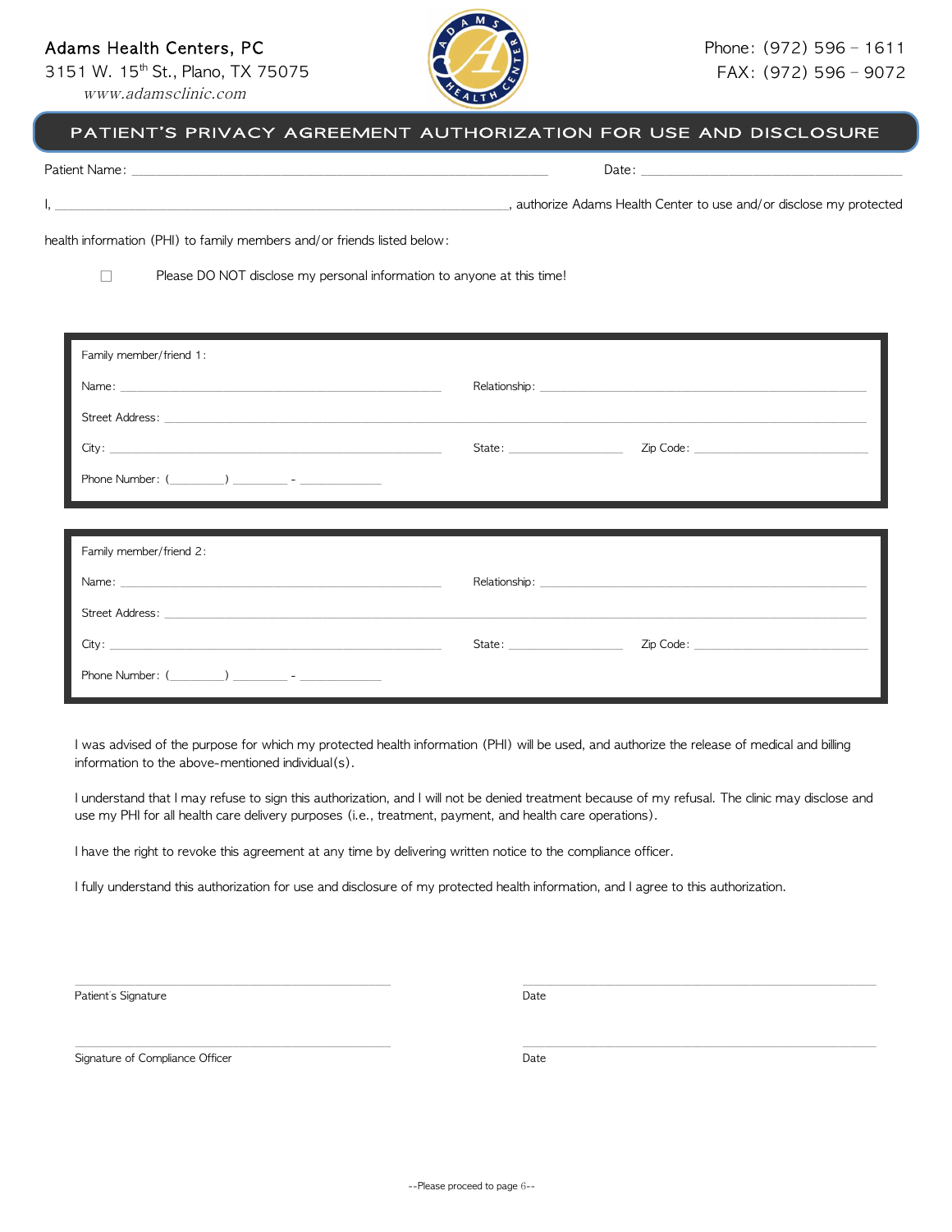Adams Health Centers, PC
3151 W. 15th St., Plano, TX 75075
www.adamsclinic.com

Phone: (972) 596 – 1611
FAX: (972) 596 – 9072

# PATIENT'S PRIVACY AGREEMENT AUTHORIZATION FOR USE AND DISCLOSURE

Patient Name: ______________________________ Date: ____________________

I, ______________________________, authorize Adams Health Center to use and/or disclose my protected health information (PHI) to family members and/or friends listed below:

☐ Please DO NOT disclose my personal information to anyone at this time!

Family member/friend 1:

Name: ______________________________ Relationship: ______________________________

Street Address: ______________________________

City: ______________________________ State: ____________ Zip Code: ______________

Phone Number: (________) ________ - ____________

Family member/friend 2:

Name: ______________________________ Relationship: ______________________________

Street Address: ______________________________

City: ______________________________ State: ____________ Zip Code: ______________

Phone Number: (________) ________ - ____________

I was advised of the purpose for which my protected health information (PHI) will be used, and authorize the release of medical and billing information to the above-mentioned individual(s).

I understand that I may refuse to sign this authorization, and I will not be denied treatment because of my refusal. The clinic may disclose and use my PHI for all health care delivery purposes (i.e., treatment, payment, and health care operations).

I have the right to revoke this agreement at any time by delivering written notice to the compliance officer.

I fully understand this authorization for use and disclosure of my protected health information, and I agree to this authorization.

______________________________ ______________________________
Patient's Signature Date

______________________________ ______________________________
Signature of Compliance Officer Date

--Please proceed to page 6--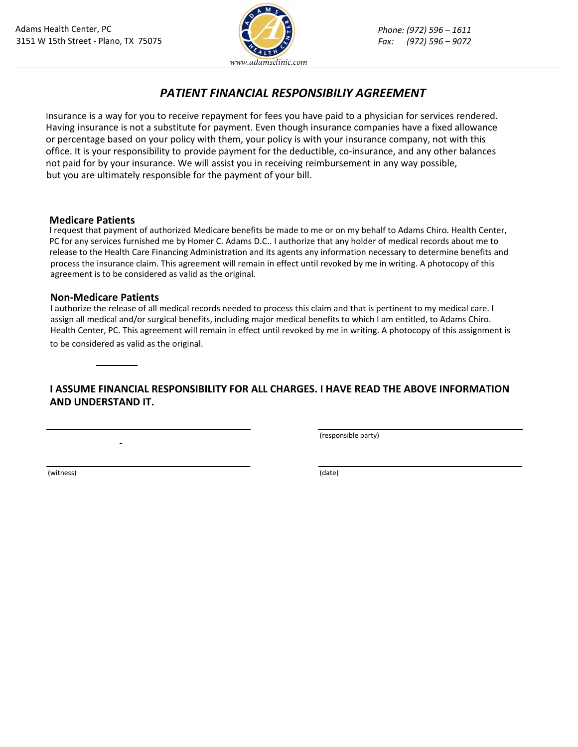Adams Health Center, PC
3151 W 15th Street - Plano, TX 75075

www.adamsclinic.com

*Phone: (972) 596 – 1611*
*Fax: (972) 596 – 9072*

## *PATIENT FINANCIAL RESPONSIBILIY AGREEMENT*

Insurance is a way for you to receive repayment for fees you have paid to a physician for services rendered. Having insurance is not a substitute for payment. Even though insurance companies have a fixed allowance or percentage based on your policy with them, your policy is with your insurance company, not with this office. It is your responsibility to provide payment for the deductible, co-insurance, and any other balances not paid for by your insurance. We will assist you in receiving reimbursement in any way possible, but you are ultimately responsible for the payment of your bill.

### Medicare Patients

I request that payment of authorized Medicare benefits be made to me or on my behalf to Adams Chiro. Health Center, PC for any services furnished me by Homer C. Adams D.C.. I authorize that any holder of medical records about me to release to the Health Care Financing Administration and its agents any information necessary to determine benefits and process the insurance claim. This agreement will remain in effect until revoked by me in writing. A photocopy of this agreement is to be considered as valid as the original.

### Non-Medicare Patients

I authorize the release of all medical records needed to process this claim and that is pertinent to my medical care. I assign all medical and/or surgical benefits, including major medical benefits to which I am entitled, to Adams Chiro. Health Center, PC. This agreement will remain in effect until revoked by me in writing. A photocopy of this assignment is to be considered as valid as the original.

**I ASSUME FINANCIAL RESPONSIBILITY FOR ALL CHARGES. I HAVE READ THE ABOVE INFORMATION AND UNDERSTAND IT.**

\_\_\_\_\_\_\_\_\_\_\_\_\_\_\_\_\_\_\_\_\_\_\_\_\_\_\_\_\_\_ \_\_\_\_\_\_\_\_\_\_\_\_\_\_\_\_\_\_\_\_\_\_\_\_\_\_\_\_\_\_
(responsible party)

\_\_\_\_\_\_\_\_\_\_\_\_\_\_\_\_\_\_\_\_\_\_\_\_\_\_\_\_\_\_ \_\_\_\_\_\_\_\_\_\_\_\_\_\_\_\_\_\_\_\_\_\_\_\_\_\_\_\_\_\_
(witness) (date)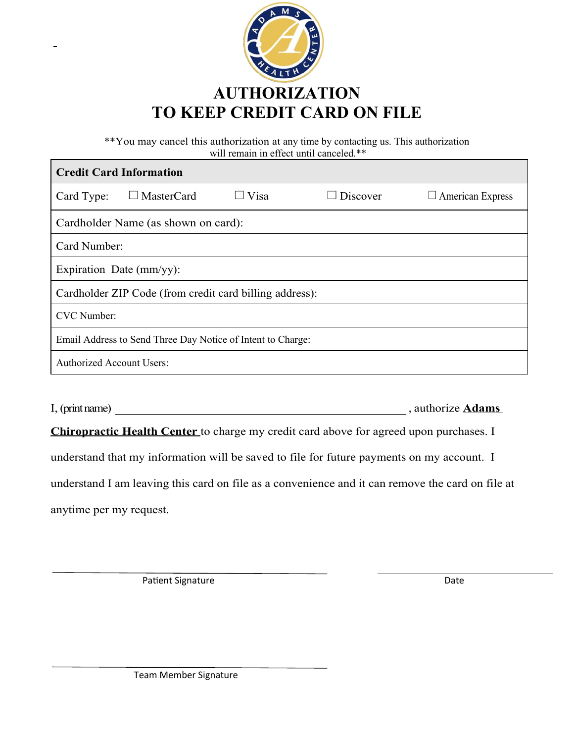# AUTHORIZATION
# TO KEEP CREDIT CARD ON FILE

**You may cancel this authorization at any time by contacting us. This authorization will remain in effect until canceled.**

| **Credit Card Information** | | | | |
|---|---|---|---|---|
| Card Type: | ☐ MasterCard | ☐ Visa | ☐ Discover | ☐ American Express |
| Cardholder Name (as shown on card): | | | | |
| Card Number: | | | | |
| Expiration Date (mm/yy): | | | | |
| Cardholder ZIP Code (from credit card billing address): | | | | |
| CVC Number: | | | | |
| Email Address to Send Three Day Notice of Intent to Charge: | | | | |
| Authorized Account Users: | | | | |

I, (print name) ______________________________________________ , authorize **Adams Chiropractic Health Center** to charge my credit card above for agreed upon purchases. I understand that my information will be saved to file for future payments on my account. I understand I am leaving this card on file as a convenience and it can remove the card on file at anytime per my request.

______________________________________________
Patient Signature

______________________________
Date

______________________________________________
Team Member Signature